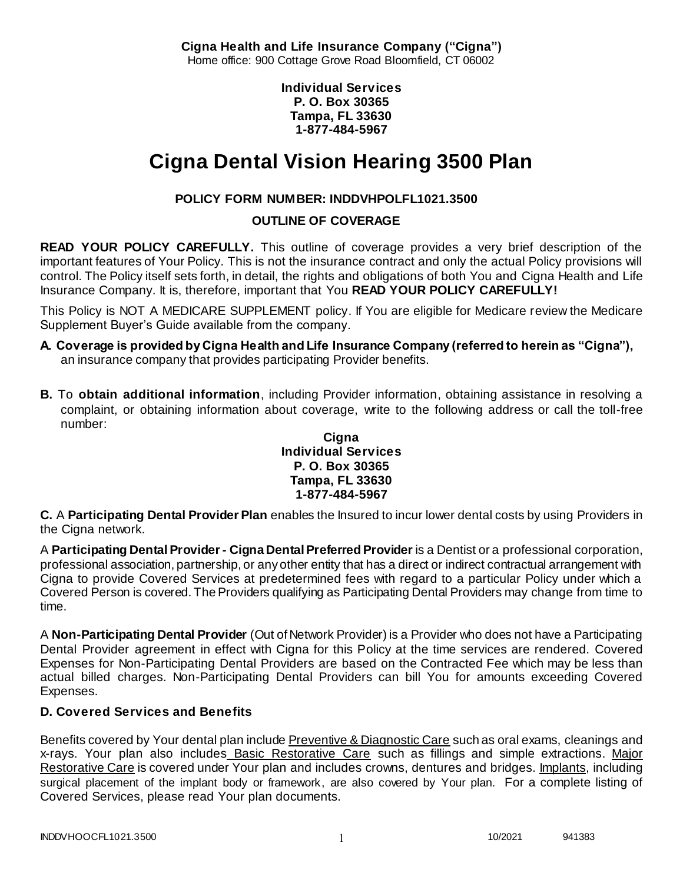**Cigna Health and Life Insurance Company ("Cigna")**
Home office: 900 Cottage Grove Road Bloomfield, CT 06002

**Individual Services**
**P. O. Box 30365**
**Tampa, FL 33630**
**1-877-484-5967**

# Cigna Dental Vision Hearing 3500 Plan

**POLICY FORM NUMBER: INDDVHPOLFL1021.3500**

**OUTLINE OF COVERAGE**

**READ YOUR POLICY CAREFULLY.** This outline of coverage provides a very brief description of the important features of Your Policy. This is not the insurance contract and only the actual Policy provisions will control. The Policy itself sets forth, in detail, the rights and obligations of both You and Cigna Health and Life Insurance Company. It is, therefore, important that You **READ YOUR POLICY CAREFULLY!**

This Policy is NOT A MEDICARE SUPPLEMENT policy. If You are eligible for Medicare review the Medicare Supplement Buyer's Guide available from the company.

**A. Coverage is provided by Cigna Health and Life Insurance Company (referred to herein as "Cigna"),** an insurance company that provides participating Provider benefits.

**B.** To **obtain additional information**, including Provider information, obtaining assistance in resolving a complaint, or obtaining information about coverage, write to the following address or call the toll-free number:

**Cigna**
**Individual Services**
**P. O. Box 30365**
**Tampa, FL 33630**
**1-877-484-5967**

**C.** A **Participating Dental Provider Plan** enables the Insured to incur lower dental costs by using Providers in the Cigna network.

A **Participating Dental Provider - Cigna Dental Preferred Provider** is a Dentist or a professional corporation, professional association, partnership, or any other entity that has a direct or indirect contractual arrangement with Cigna to provide Covered Services at predetermined fees with regard to a particular Policy under which a Covered Person is covered. The Providers qualifying as Participating Dental Providers may change from time to time.

A **Non-Participating Dental Provider** (Out of Network Provider) is a Provider who does not have a Participating Dental Provider agreement in effect with Cigna for this Policy at the time services are rendered. Covered Expenses for Non-Participating Dental Providers are based on the Contracted Fee which may be less than actual billed charges. Non-Participating Dental Providers can bill You for amounts exceeding Covered Expenses.

### D. Covered Services and Benefits

Benefits covered by Your dental plan include Preventive & Diagnostic Care such as oral exams, cleanings and x-rays. Your plan also includes Basic Restorative Care such as fillings and simple extractions. Major Restorative Care is covered under Your plan and includes crowns, dentures and bridges. Implants, including surgical placement of the implant body or framework, are also covered by Your plan. For a complete listing of Covered Services, please read Your plan documents.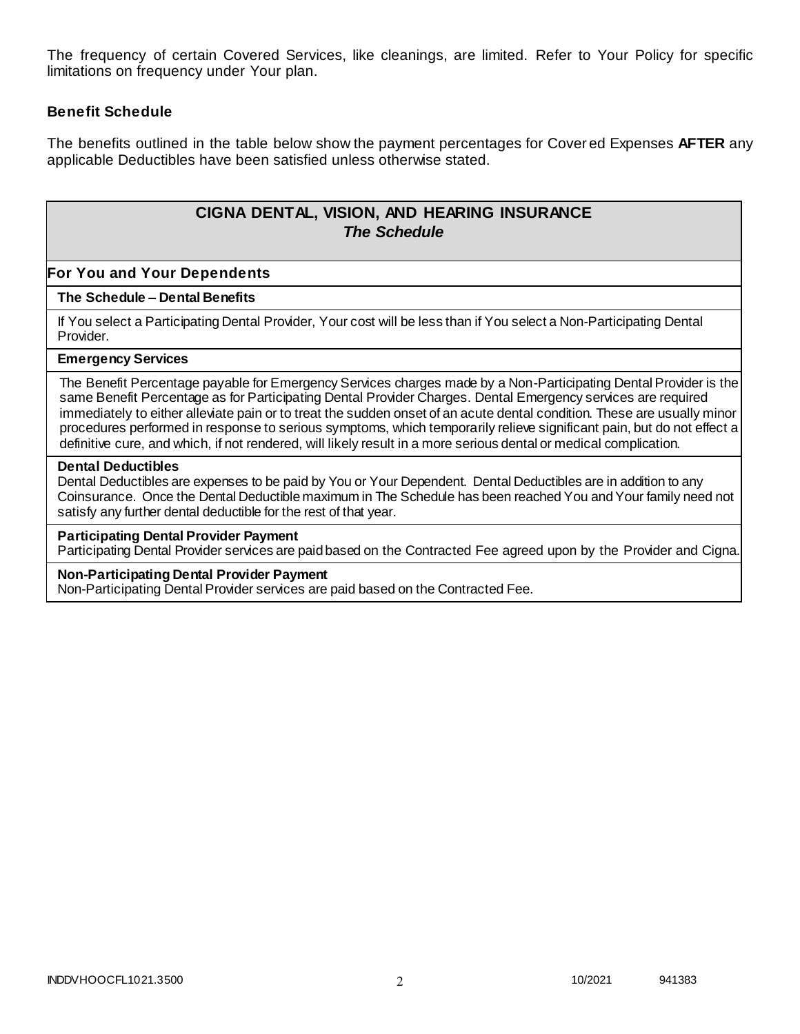The frequency of certain Covered Services, like cleanings, are limited. Refer to Your Policy for specific limitations on frequency under Your plan.

### Benefit Schedule

The benefits outlined in the table below show the payment percentages for Covered Expenses **AFTER** any applicable Deductibles have been satisfied unless otherwise stated.

| **CIGNA DENTAL, VISION, AND HEARING INSURANCE** *The Schedule* |
|---|
| **For You and Your Dependents** |
| **The Schedule – Dental Benefits** |
| If You select a Participating Dental Provider, Your cost will be less than if You select a Non-Participating Dental Provider. |
| **Emergency Services** |
| The Benefit Percentage payable for Emergency Services charges made by a Non-Participating Dental Provider is the same Benefit Percentage as for Participating Dental Provider Charges. Dental Emergency services are required immediately to either alleviate pain or to treat the sudden onset of an acute dental condition. These are usually minor procedures performed in response to serious symptoms, which temporarily relieve significant pain, but do not effect a definitive cure, and which, if not rendered, will likely result in a more serious dental or medical complication. |
| **Dental Deductibles** Dental Deductibles are expenses to be paid by You or Your Dependent. Dental Deductibles are in addition to any Coinsurance. Once the Dental Deductible maximum in The Schedule has been reached You and Your family need not satisfy any further dental deductible for the rest of that year. |
| **Participating Dental Provider Payment** Participating Dental Provider services are paid based on the Contracted Fee agreed upon by the Provider and Cigna. |
| **Non-Participating Dental Provider Payment** Non-Participating Dental Provider services are paid based on the Contracted Fee. |

INDDVHOOCFL1021.3500 10/2021 941383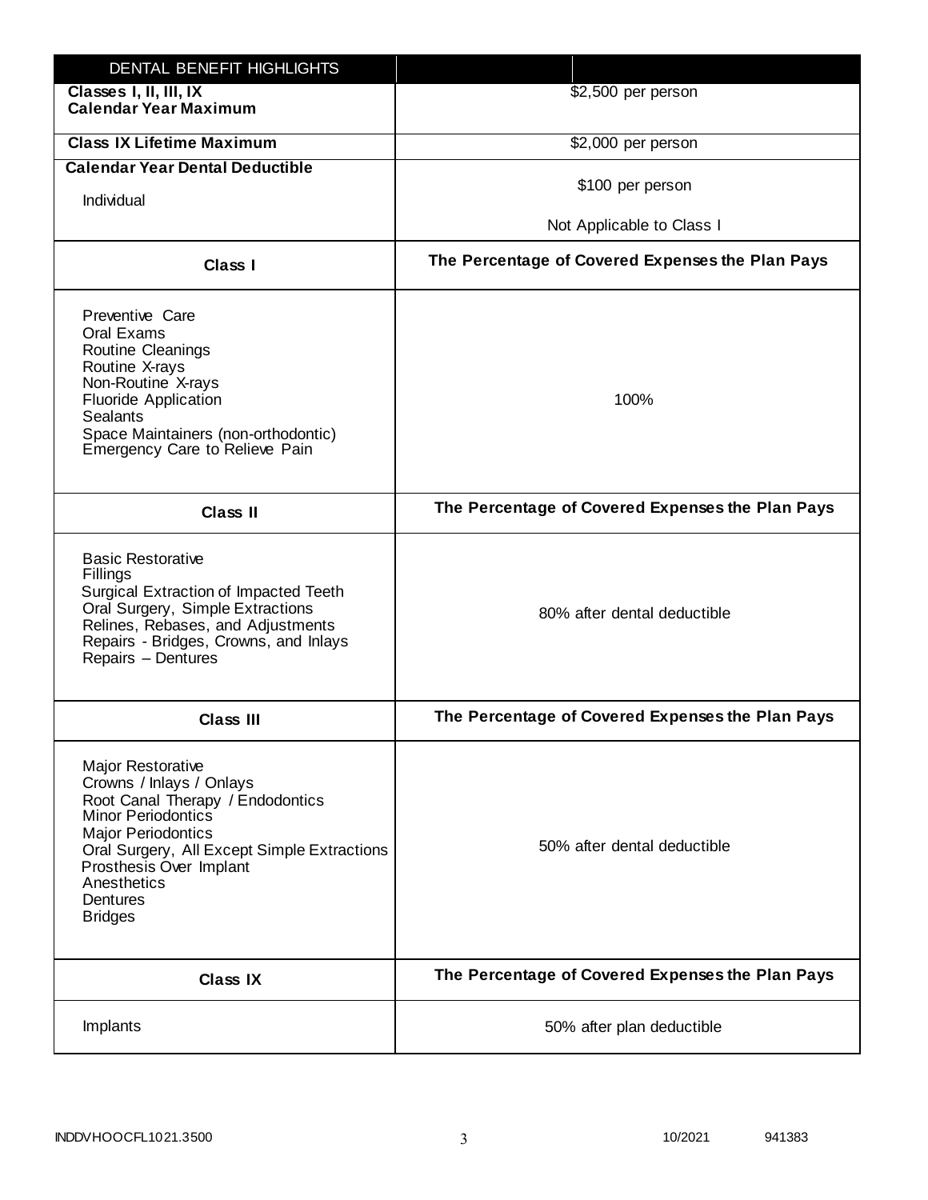| DENTAL BENEFIT HIGHLIGHTS | |
|---|---|
| **Classes I, II, III, IX Calendar Year Maximum** | $2,500 per person |
| **Class IX Lifetime Maximum** | $2,000 per person |
| **Calendar Year Dental Deductible**<br><br>Individual | $100 per person<br><br>Not Applicable to Class I |
| **Class I** | **The Percentage of Covered Expenses the Plan Pays** |
| Preventive Care<br>Oral Exams<br>Routine Cleanings<br>Routine X-rays<br>Non-Routine X-rays<br>Fluoride Application<br>Sealants<br>Space Maintainers (non-orthodontic)<br>Emergency Care to Relieve Pain | 100% |
| **Class II** | **The Percentage of Covered Expenses the Plan Pays** |
| Basic Restorative<br>Fillings<br>Surgical Extraction of Impacted Teeth<br>Oral Surgery, Simple Extractions<br>Relines, Rebases, and Adjustments<br>Repairs - Bridges, Crowns, and Inlays<br>Repairs – Dentures | 80% after dental deductible |
| **Class III** | **The Percentage of Covered Expenses the Plan Pays** |
| Major Restorative<br>Crowns / Inlays / Onlays<br>Root Canal Therapy / Endodontics<br>Minor Periodontics<br>Major Periodontics<br>Oral Surgery, All Except Simple Extractions<br>Prosthesis Over Implant<br>Anesthetics<br>Dentures<br>Bridges | 50% after dental deductible |
| **Class IX** | **The Percentage of Covered Expenses the Plan Pays** |
| Implants | 50% after plan deductible |

INDDVHOOCFL1021.3500 10/2021 941383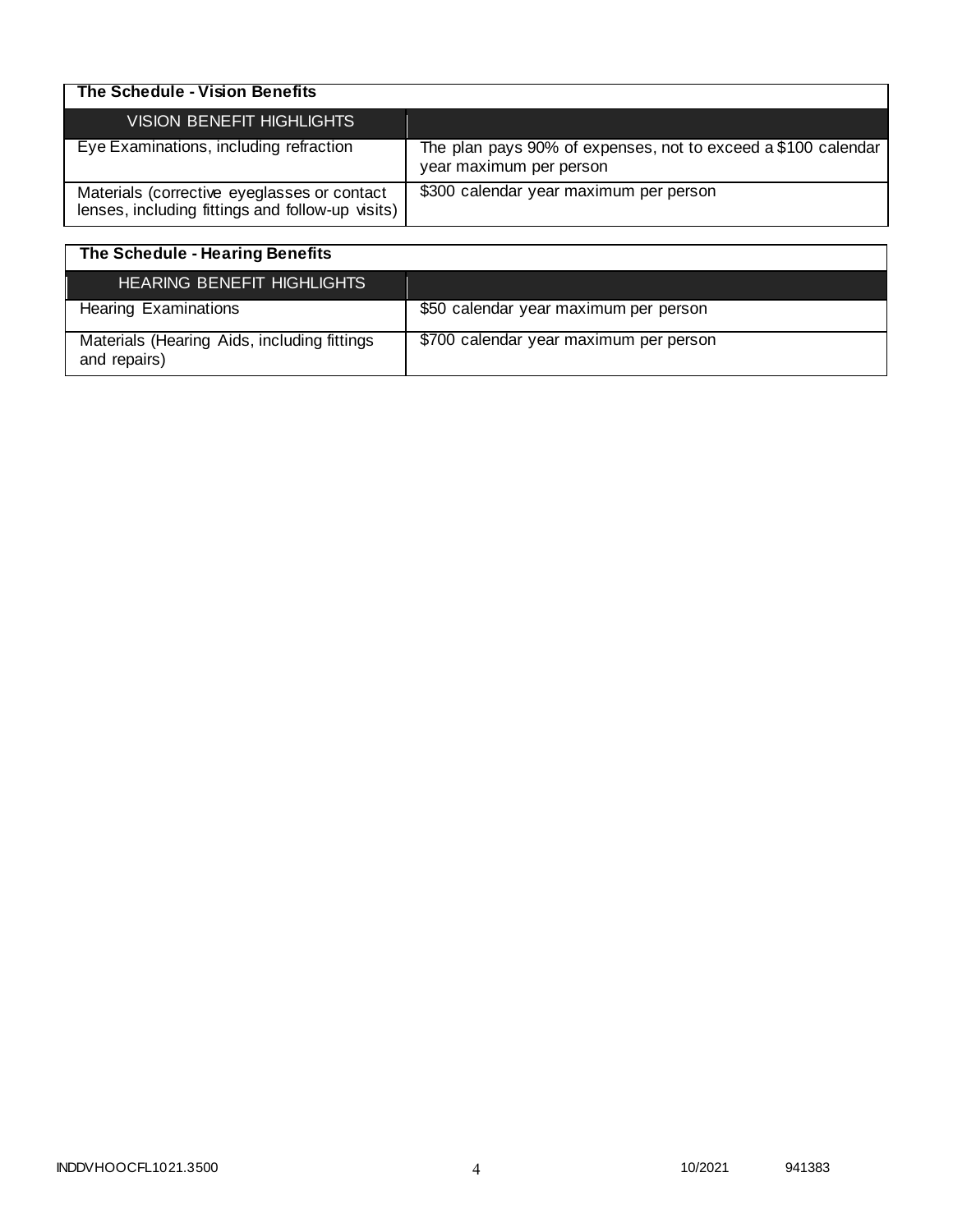| The Schedule - Vision Benefits | |
|---|---|
| VISION BENEFIT HIGHLIGHTS | |
| Eye Examinations, including refraction | The plan pays 90% of expenses, not to exceed a $100 calendar year maximum per person |
| Materials (corrective eyeglasses or contact lenses, including fittings and follow-up visits) | $300 calendar year maximum per person |

| The Schedule - Hearing Benefits | |
|---|---|
| HEARING BENEFIT HIGHLIGHTS | |
| Hearing Examinations | $50 calendar year maximum per person |
| Materials (Hearing Aids, including fittings and repairs) | $700 calendar year maximum per person |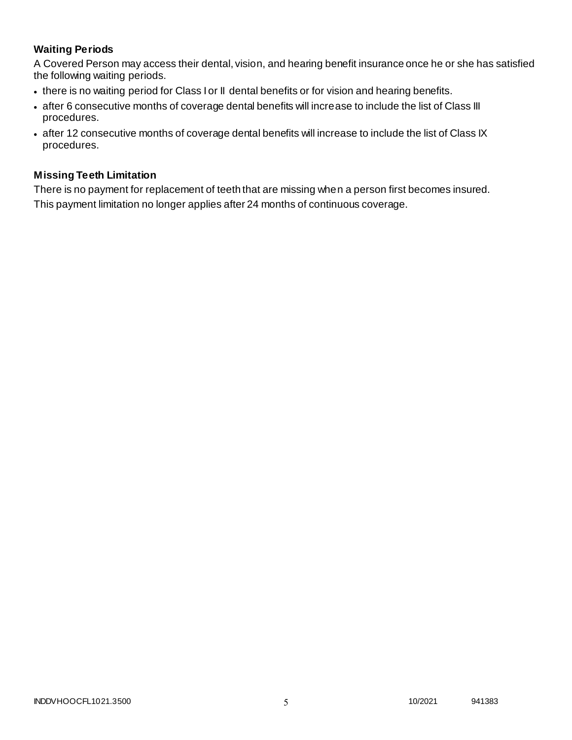### Waiting Periods

A Covered Person may access their dental, vision, and hearing benefit insurance once he or she has satisfied the following waiting periods.

- there is no waiting period for Class I or II dental benefits or for vision and hearing benefits.
- after 6 consecutive months of coverage dental benefits will increase to include the list of Class III procedures.
- after 12 consecutive months of coverage dental benefits will increase to include the list of Class IX procedures.

### Missing Teeth Limitation

There is no payment for replacement of teeth that are missing when a person first becomes insured.
This payment limitation no longer applies after 24 months of continuous coverage.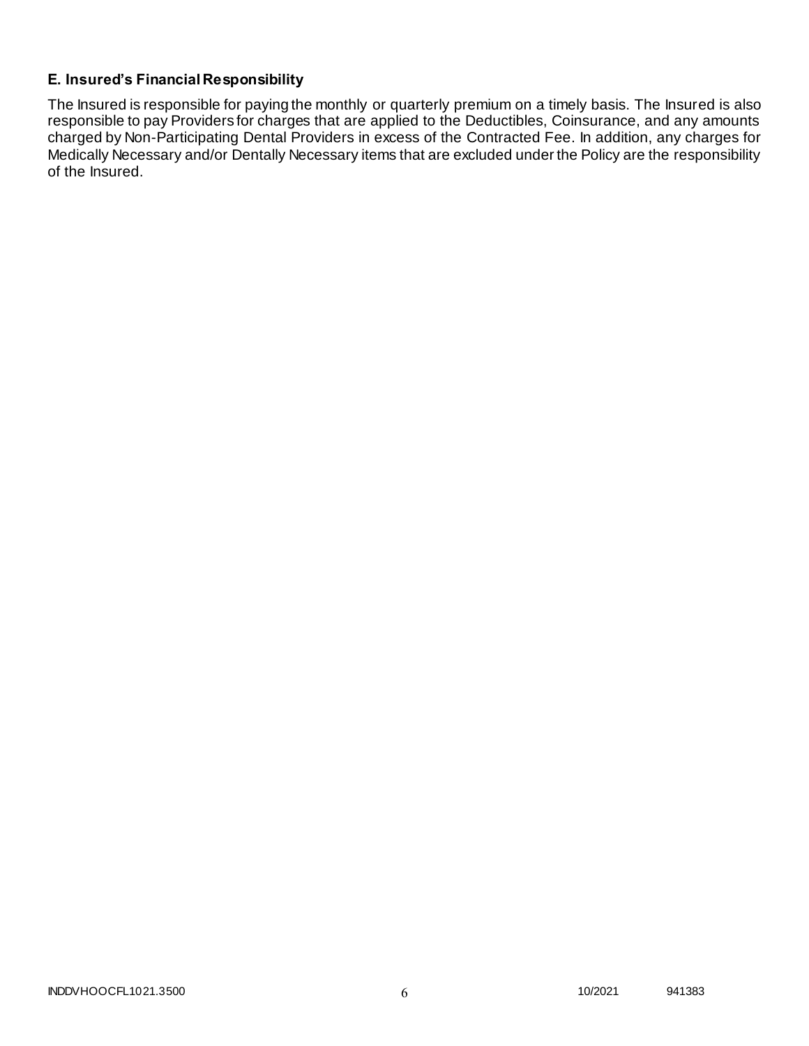### E. Insured's Financial Responsibility

The Insured is responsible for paying the monthly or quarterly premium on a timely basis. The Insured is also responsible to pay Providers for charges that are applied to the Deductibles, Coinsurance, and any amounts charged by Non-Participating Dental Providers in excess of the Contracted Fee. In addition, any charges for Medically Necessary and/or Dentally Necessary items that are excluded under the Policy are the responsibility of the Insured.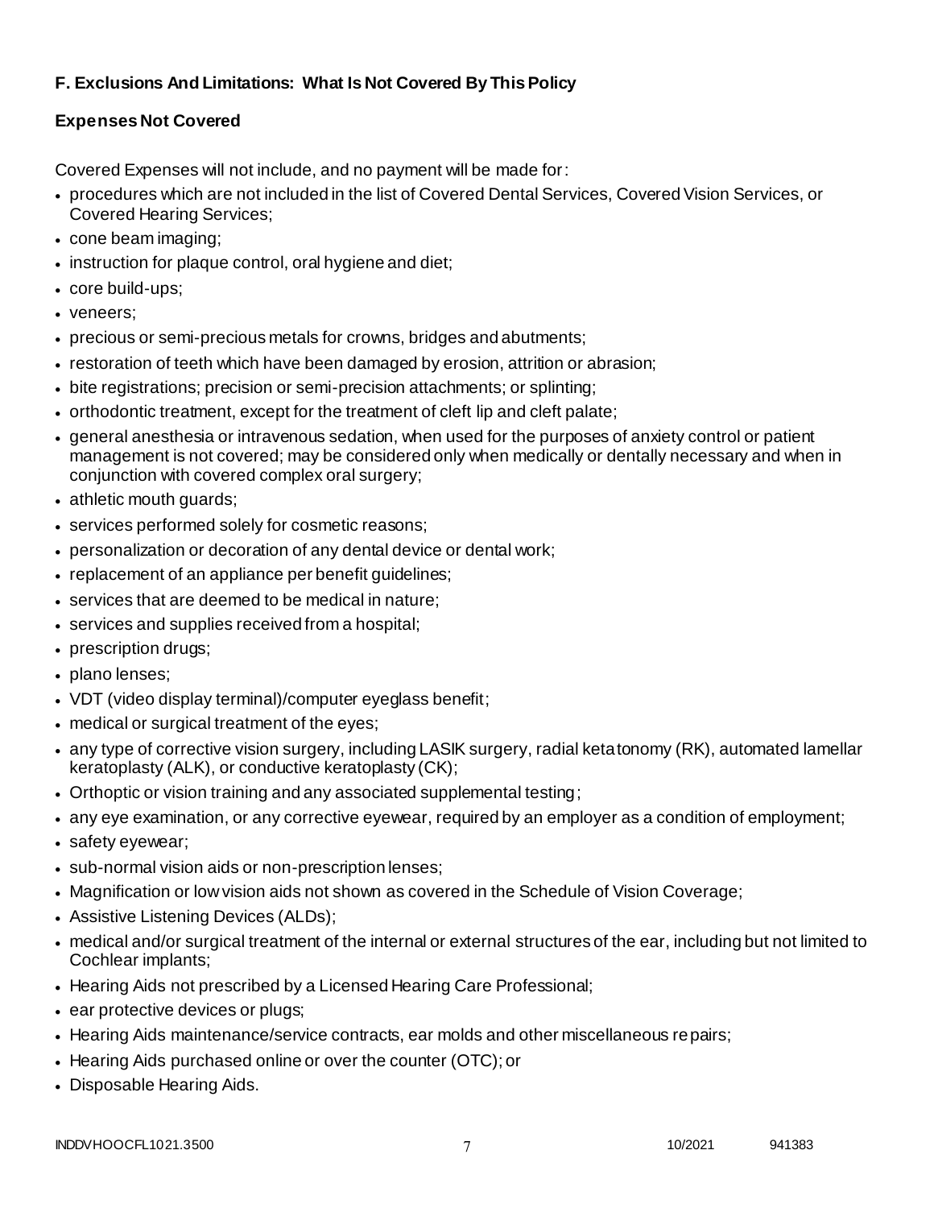### F. Exclusions And Limitations: What Is Not Covered By This Policy

### Expenses Not Covered

Covered Expenses will not include, and no payment will be made for:

- procedures which are not included in the list of Covered Dental Services, Covered Vision Services, or Covered Hearing Services;
- cone beam imaging;
- instruction for plaque control, oral hygiene and diet;
- core build-ups;
- veneers;
- precious or semi-precious metals for crowns, bridges and abutments;
- restoration of teeth which have been damaged by erosion, attrition or abrasion;
- bite registrations; precision or semi-precision attachments; or splinting;
- orthodontic treatment, except for the treatment of cleft lip and cleft palate;
- general anesthesia or intravenous sedation, when used for the purposes of anxiety control or patient management is not covered; may be considered only when medically or dentally necessary and when in conjunction with covered complex oral surgery;
- athletic mouth guards;
- services performed solely for cosmetic reasons;
- personalization or decoration of any dental device or dental work;
- replacement of an appliance per benefit guidelines;
- services that are deemed to be medical in nature;
- services and supplies received from a hospital;
- prescription drugs;
- plano lenses;
- VDT (video display terminal)/computer eyeglass benefit;
- medical or surgical treatment of the eyes;
- any type of corrective vision surgery, including LASIK surgery, radial ketatonomy (RK), automated lamellar keratoplasty (ALK), or conductive keratoplasty (CK);
- Orthoptic or vision training and any associated supplemental testing;
- any eye examination, or any corrective eyewear, required by an employer as a condition of employment;
- safety eyewear;
- sub-normal vision aids or non-prescription lenses;
- Magnification or low vision aids not shown as covered in the Schedule of Vision Coverage;
- Assistive Listening Devices (ALDs);
- medical and/or surgical treatment of the internal or external structures of the ear, including but not limited to Cochlear implants;
- Hearing Aids not prescribed by a Licensed Hearing Care Professional;
- ear protective devices or plugs;
- Hearing Aids maintenance/service contracts, ear molds and other miscellaneous repairs;
- Hearing Aids purchased online or over the counter (OTC); or
- Disposable Hearing Aids.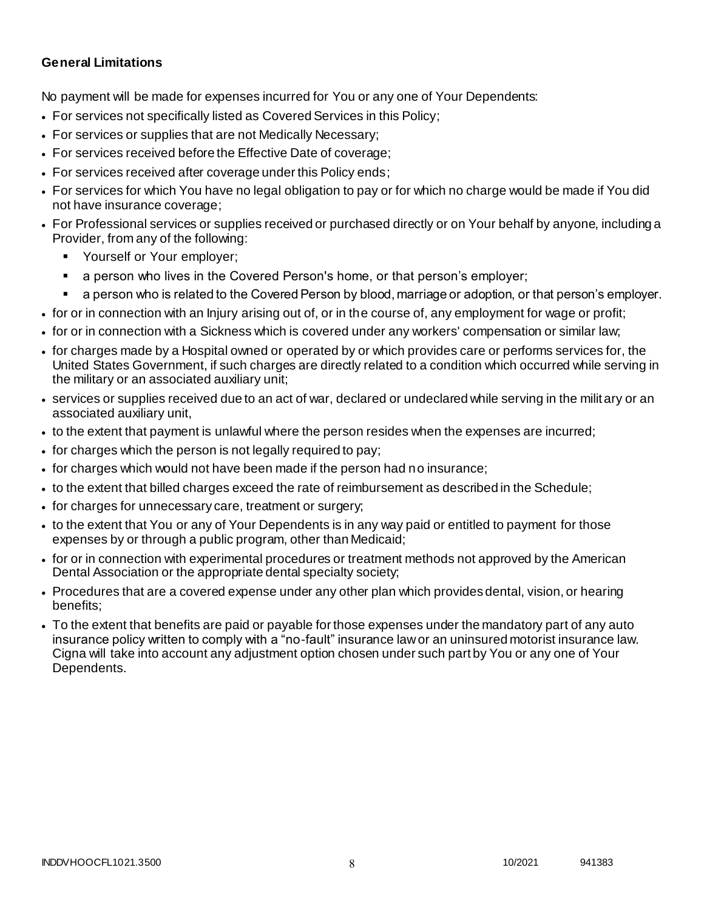**General Limitations**

No payment will be made for expenses incurred for You or any one of Your Dependents:

- For services not specifically listed as Covered Services in this Policy;
- For services or supplies that are not Medically Necessary;
- For services received before the Effective Date of coverage;
- For services received after coverage under this Policy ends;
- For services for which You have no legal obligation to pay or for which no charge would be made if You did not have insurance coverage;
- For Professional services or supplies received or purchased directly or on Your behalf by anyone, including a Provider, from any of the following:
  - Yourself or Your employer;
  - a person who lives in the Covered Person's home, or that person's employer;
  - a person who is related to the Covered Person by blood, marriage or adoption, or that person's employer.
- for or in connection with an Injury arising out of, or in the course of, any employment for wage or profit;
- for or in connection with a Sickness which is covered under any workers' compensation or similar law;
- for charges made by a Hospital owned or operated by or which provides care or performs services for, the United States Government, if such charges are directly related to a condition which occurred while serving in the military or an associated auxiliary unit;
- services or supplies received due to an act of war, declared or undeclared while serving in the military or an associated auxiliary unit,
- to the extent that payment is unlawful where the person resides when the expenses are incurred;
- for charges which the person is not legally required to pay;
- for charges which would not have been made if the person had no insurance;
- to the extent that billed charges exceed the rate of reimbursement as described in the Schedule;
- for charges for unnecessary care, treatment or surgery;
- to the extent that You or any of Your Dependents is in any way paid or entitled to payment for those expenses by or through a public program, other than Medicaid;
- for or in connection with experimental procedures or treatment methods not approved by the American Dental Association or the appropriate dental specialty society;
- Procedures that are a covered expense under any other plan which provides dental, vision, or hearing benefits;
- To the extent that benefits are paid or payable for those expenses under the mandatory part of any auto insurance policy written to comply with a "no-fault" insurance law or an uninsured motorist insurance law. Cigna will take into account any adjustment option chosen under such part by You or any one of Your Dependents.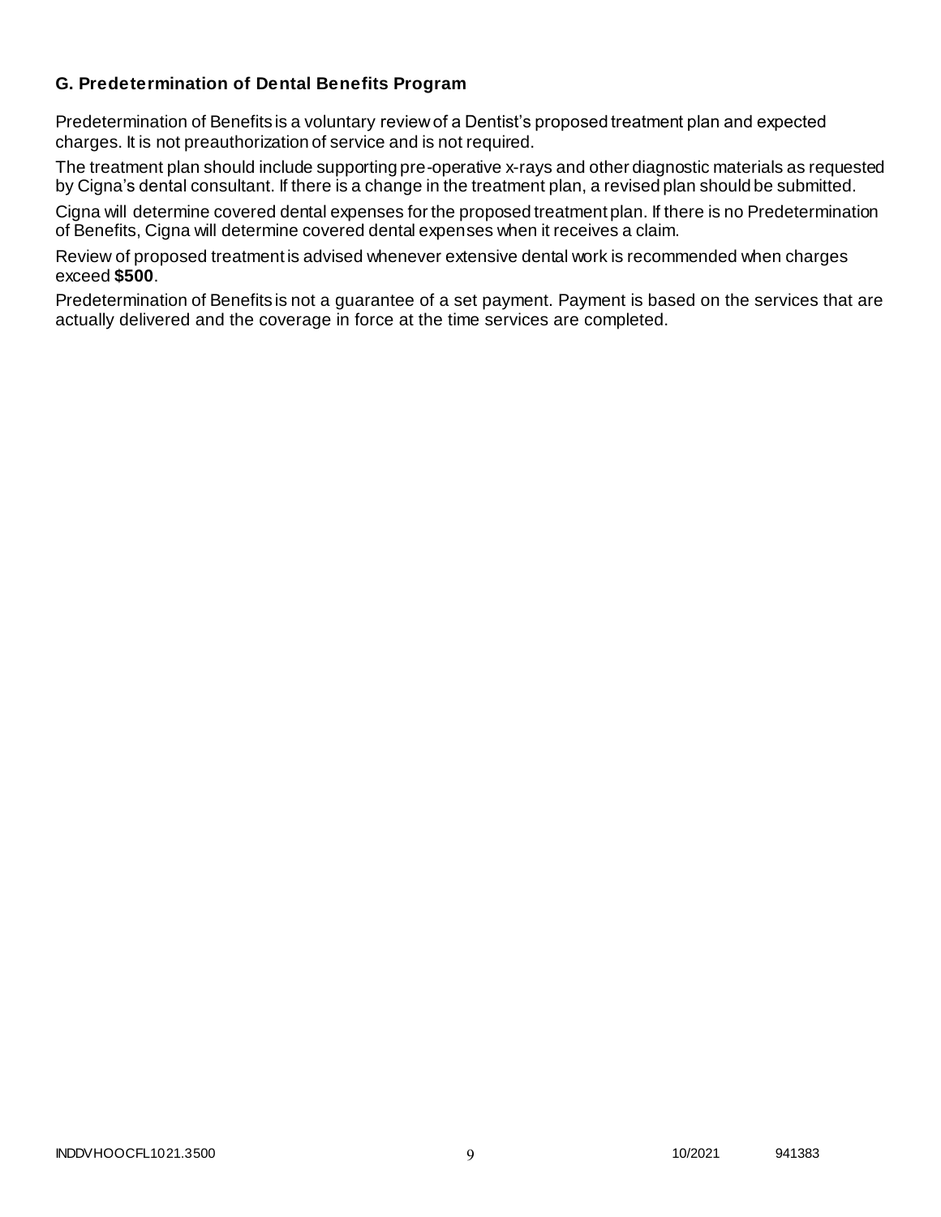### G. Predetermination of Dental Benefits Program

Predetermination of Benefits is a voluntary review of a Dentist's proposed treatment plan and expected charges. It is not preauthorization of service and is not required.

The treatment plan should include supporting pre-operative x-rays and other diagnostic materials as requested by Cigna's dental consultant. If there is a change in the treatment plan, a revised plan should be submitted.

Cigna will determine covered dental expenses for the proposed treatment plan. If there is no Predetermination of Benefits, Cigna will determine covered dental expenses when it receives a claim.

Review of proposed treatment is advised whenever extensive dental work is recommended when charges exceed **$500**.

Predetermination of Benefits is not a guarantee of a set payment. Payment is based on the services that are actually delivered and the coverage in force at the time services are completed.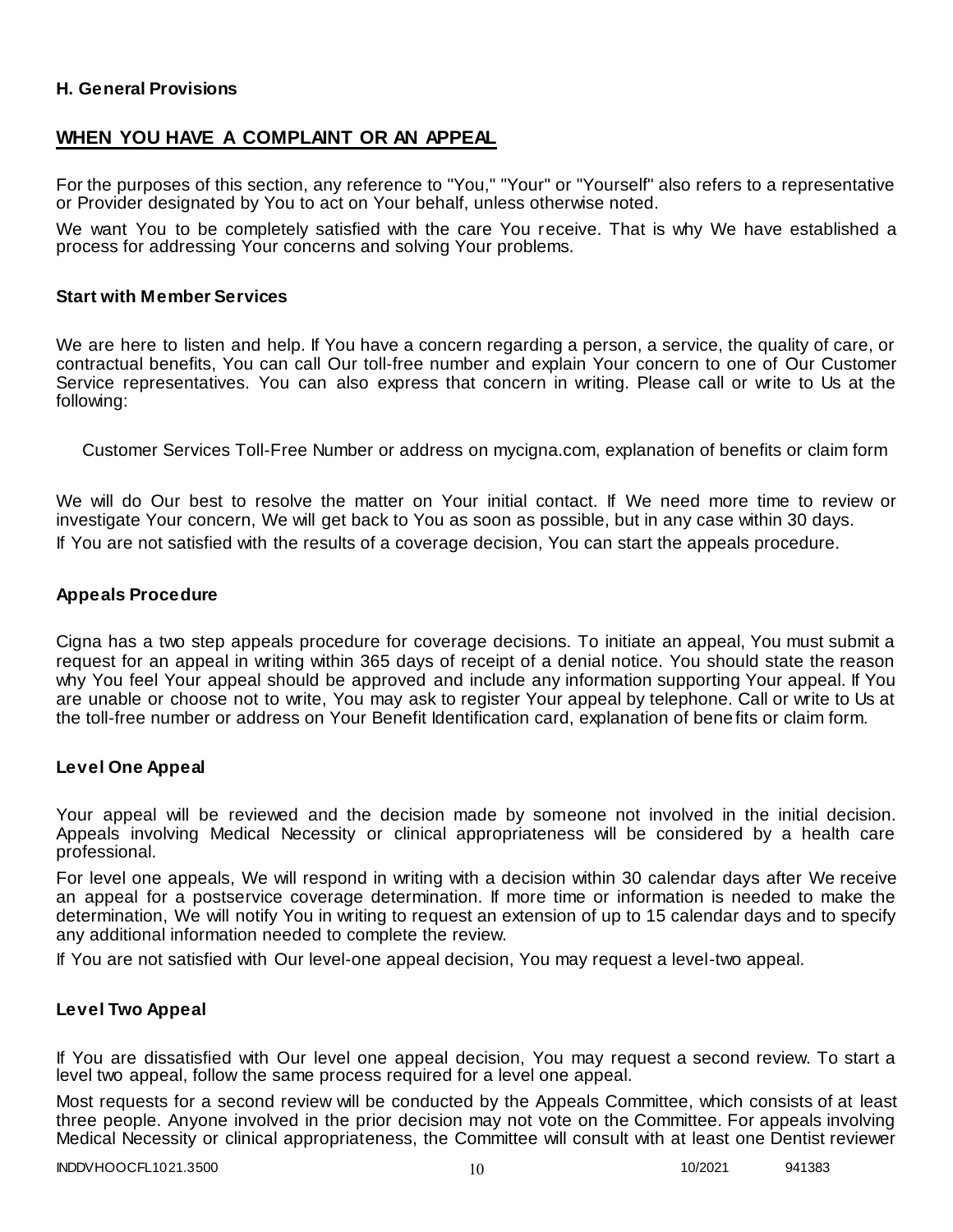### H. General Provisions

## WHEN YOU HAVE A COMPLAINT OR AN APPEAL

For the purposes of this section, any reference to "You," "Your" or "Yourself" also refers to a representative or Provider designated by You to act on Your behalf, unless otherwise noted.

We want You to be completely satisfied with the care You receive. That is why We have established a process for addressing Your concerns and solving Your problems.

### Start with Member Services

We are here to listen and help. If You have a concern regarding a person, a service, the quality of care, or contractual benefits, You can call Our toll-free number and explain Your concern to one of Our Customer Service representatives. You can also express that concern in writing. Please call or write to Us at the following:

Customer Services Toll-Free Number or address on mycigna.com, explanation of benefits or claim form

We will do Our best to resolve the matter on Your initial contact. If We need more time to review or investigate Your concern, We will get back to You as soon as possible, but in any case within 30 days.

If You are not satisfied with the results of a coverage decision, You can start the appeals procedure.

### Appeals Procedure

Cigna has a two step appeals procedure for coverage decisions. To initiate an appeal, You must submit a request for an appeal in writing within 365 days of receipt of a denial notice. You should state the reason why You feel Your appeal should be approved and include any information supporting Your appeal. If You are unable or choose not to write, You may ask to register Your appeal by telephone. Call or write to Us at the toll-free number or address on Your Benefit Identification card, explanation of benefits or claim form.

### Level One Appeal

Your appeal will be reviewed and the decision made by someone not involved in the initial decision. Appeals involving Medical Necessity or clinical appropriateness will be considered by a health care professional.

For level one appeals, We will respond in writing with a decision within 30 calendar days after We receive an appeal for a postservice coverage determination. If more time or information is needed to make the determination, We will notify You in writing to request an extension of up to 15 calendar days and to specify any additional information needed to complete the review.

If You are not satisfied with Our level-one appeal decision, You may request a level-two appeal.

### Level Two Appeal

If You are dissatisfied with Our level one appeal decision, You may request a second review. To start a level two appeal, follow the same process required for a level one appeal.

Most requests for a second review will be conducted by the Appeals Committee, which consists of at least three people. Anyone involved in the prior decision may not vote on the Committee. For appeals involving Medical Necessity or clinical appropriateness, the Committee will consult with at least one Dentist reviewer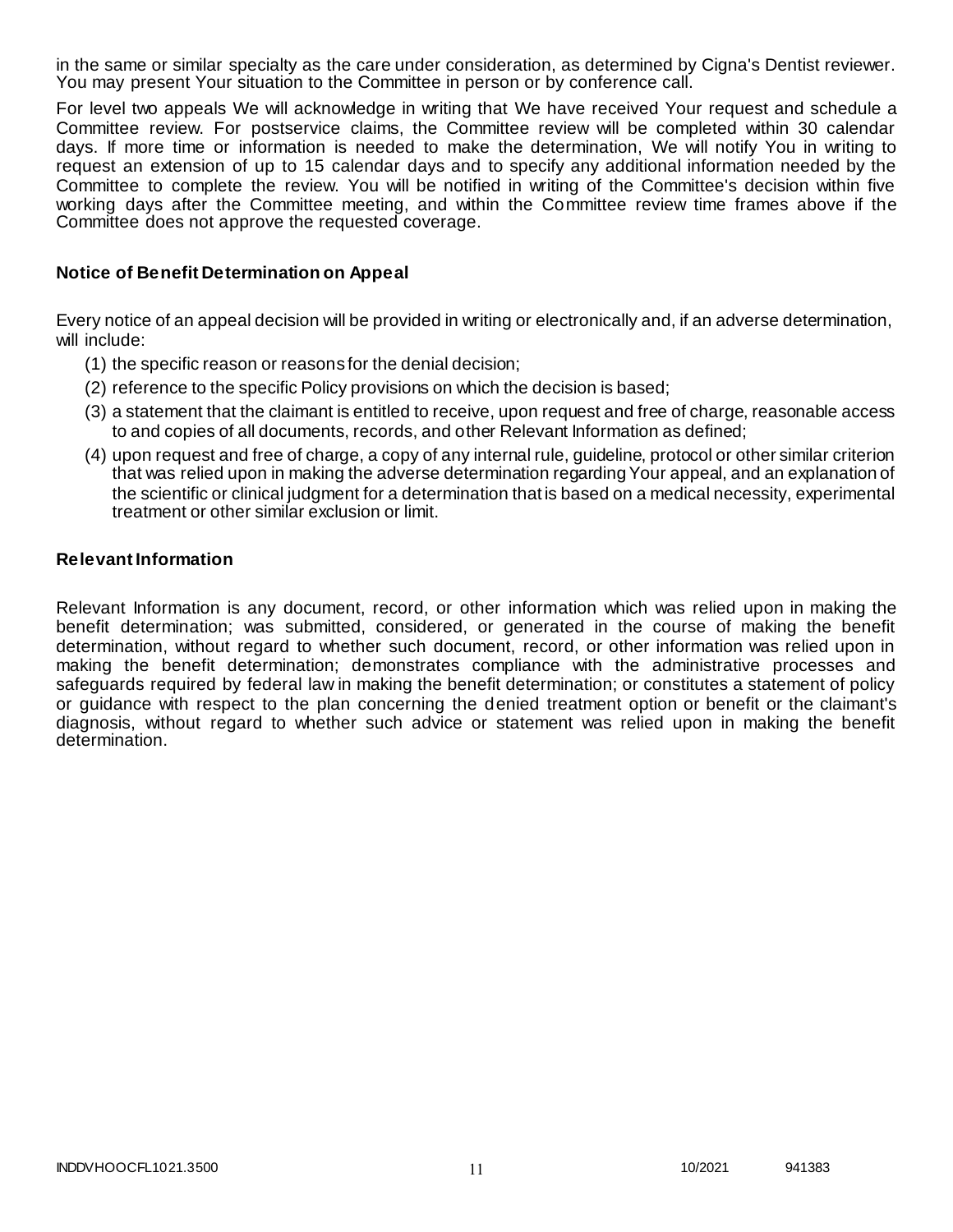in the same or similar specialty as the care under consideration, as determined by Cigna's Dentist reviewer. You may present Your situation to the Committee in person or by conference call.

For level two appeals We will acknowledge in writing that We have received Your request and schedule a Committee review. For postservice claims, the Committee review will be completed within 30 calendar days. If more time or information is needed to make the determination, We will notify You in writing to request an extension of up to 15 calendar days and to specify any additional information needed by the Committee to complete the review. You will be notified in writing of the Committee's decision within five working days after the Committee meeting, and within the Committee review time frames above if the Committee does not approve the requested coverage.

### Notice of Benefit Determination on Appeal

Every notice of an appeal decision will be provided in writing or electronically and, if an adverse determination, will include:

(1) the specific reason or reasons for the denial decision;

(2) reference to the specific Policy provisions on which the decision is based;

(3) a statement that the claimant is entitled to receive, upon request and free of charge, reasonable access to and copies of all documents, records, and other Relevant Information as defined;

(4) upon request and free of charge, a copy of any internal rule, guideline, protocol or other similar criterion that was relied upon in making the adverse determination regarding Your appeal, and an explanation of the scientific or clinical judgment for a determination that is based on a medical necessity, experimental treatment or other similar exclusion or limit.

### Relevant Information

Relevant Information is any document, record, or other information which was relied upon in making the benefit determination; was submitted, considered, or generated in the course of making the benefit determination, without regard to whether such document, record, or other information was relied upon in making the benefit determination; demonstrates compliance with the administrative processes and safeguards required by federal law in making the benefit determination; or constitutes a statement of policy or guidance with respect to the plan concerning the denied treatment option or benefit or the claimant's diagnosis, without regard to whether such advice or statement was relied upon in making the benefit determination.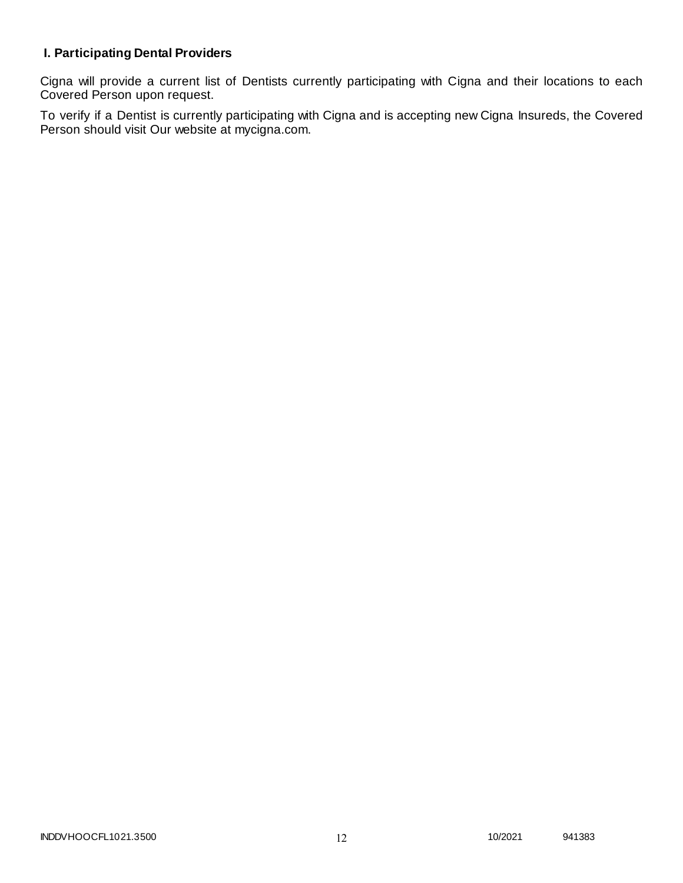### I. Participating Dental Providers

Cigna will provide a current list of Dentists currently participating with Cigna and their locations to each Covered Person upon request.

To verify if a Dentist is currently participating with Cigna and is accepting new Cigna Insureds, the Covered Person should visit Our website at mycigna.com.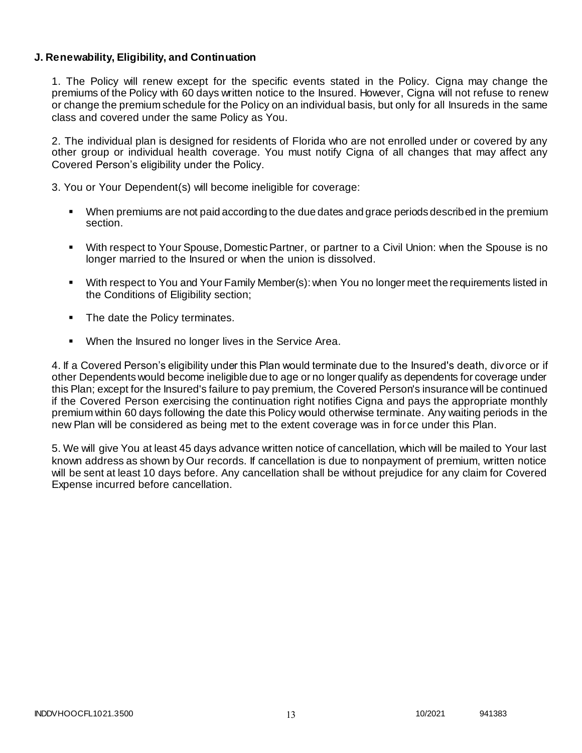**J. Renewability, Eligibility, and Continuation**

1. The Policy will renew except for the specific events stated in the Policy. Cigna may change the premiums of the Policy with 60 days written notice to the Insured. However, Cigna will not refuse to renew or change the premium schedule for the Policy on an individual basis, but only for all Insureds in the same class and covered under the same Policy as You.

2. The individual plan is designed for residents of Florida who are not enrolled under or covered by any other group or individual health coverage. You must notify Cigna of all changes that may affect any Covered Person's eligibility under the Policy.

3. You or Your Dependent(s) will become ineligible for coverage:

- When premiums are not paid according to the due dates and grace periods described in the premium section.
- With respect to Your Spouse, Domestic Partner, or partner to a Civil Union: when the Spouse is no longer married to the Insured or when the union is dissolved.
- With respect to You and Your Family Member(s): when You no longer meet the requirements listed in the Conditions of Eligibility section;
- The date the Policy terminates.
- When the Insured no longer lives in the Service Area.

4. If a Covered Person's eligibility under this Plan would terminate due to the Insured's death, divorce or if other Dependents would become ineligible due to age or no longer qualify as dependents for coverage under this Plan; except for the Insured's failure to pay premium, the Covered Person's insurance will be continued if the Covered Person exercising the continuation right notifies Cigna and pays the appropriate monthly premium within 60 days following the date this Policy would otherwise terminate. Any waiting periods in the new Plan will be considered as being met to the extent coverage was in force under this Plan.

5. We will give You at least 45 days advance written notice of cancellation, which will be mailed to Your last known address as shown by Our records. If cancellation is due to nonpayment of premium, written notice will be sent at least 10 days before. Any cancellation shall be without prejudice for any claim for Covered Expense incurred before cancellation.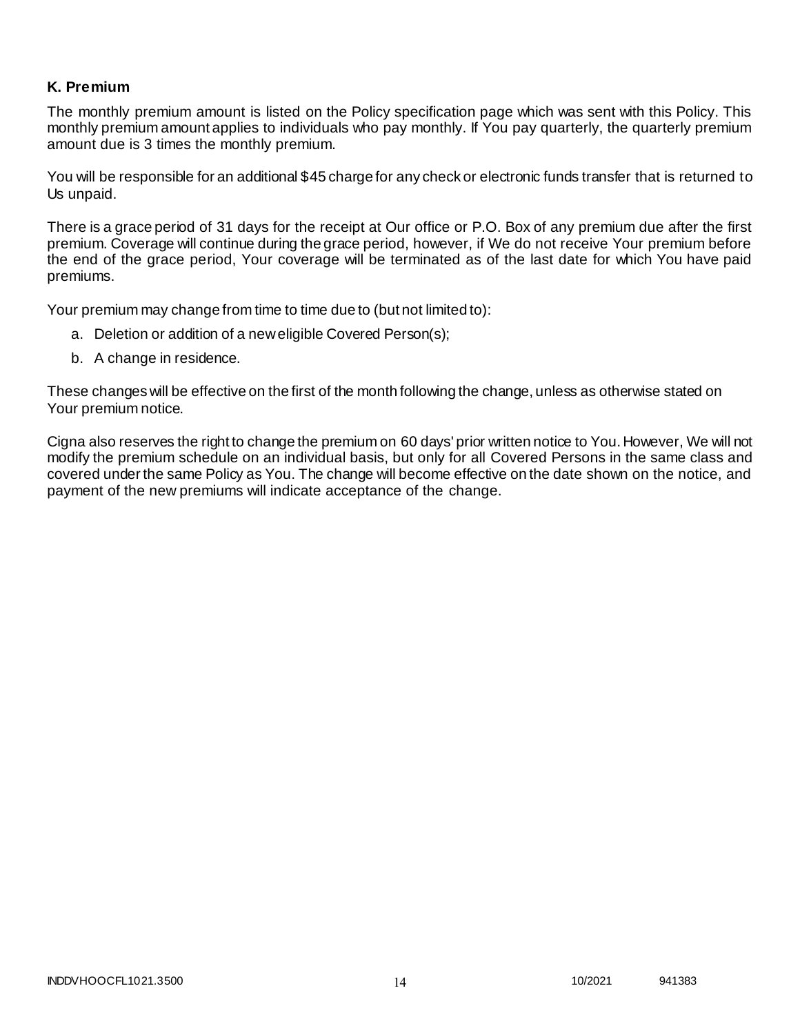**K. Premium**

The monthly premium amount is listed on the Policy specification page which was sent with this Policy. This monthly premium amount applies to individuals who pay monthly. If You pay quarterly, the quarterly premium amount due is 3 times the monthly premium.

You will be responsible for an additional $45 charge for any check or electronic funds transfer that is returned to Us unpaid.

There is a grace period of 31 days for the receipt at Our office or P.O. Box of any premium due after the first premium. Coverage will continue during the grace period, however, if We do not receive Your premium before the end of the grace period, Your coverage will be terminated as of the last date for which You have paid premiums.

Your premium may change from time to time due to (but not limited to):

a. Deletion or addition of a new eligible Covered Person(s);

b. A change in residence.

These changes will be effective on the first of the month following the change, unless as otherwise stated on Your premium notice.

Cigna also reserves the right to change the premium on 60 days' prior written notice to You. However, We will not modify the premium schedule on an individual basis, but only for all Covered Persons in the same class and covered under the same Policy as You. The change will become effective on the date shown on the notice, and payment of the new premiums will indicate acceptance of the change.